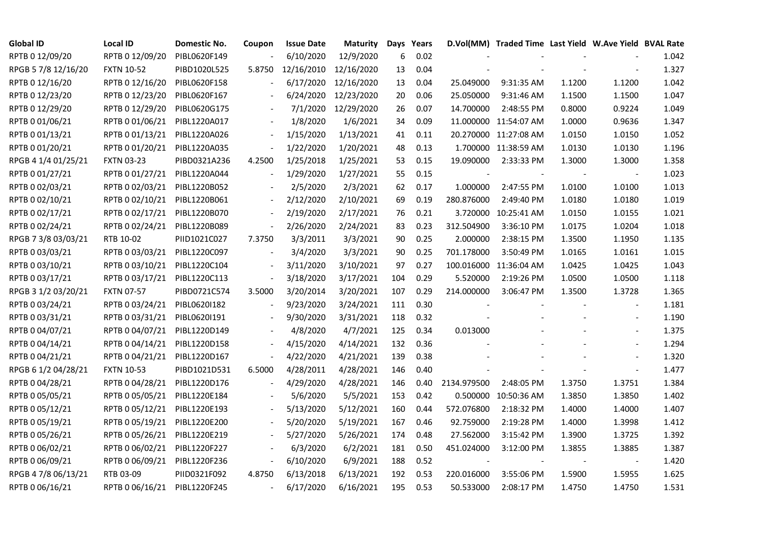| Global ID | Local ID | Domestic No. | Coupon | Issue Date | Maturity | Days | Years | D.Vol(MM) | Traded Time | Last Yield | W.Ave Yield | BVAL Rate |
|---|---|---|---|---|---|---|---|---|---|---|---|---|
| RPTB 0 12/09/20 | RPTB 0 12/09/20 | PIBL0620F149 | - | 6/10/2020 | 12/9/2020 | 6 | 0.02 | - | - | - | - | 1.042 |
| RPGB 5 7/8 12/16/20 | FXTN 10-52 | PIBD1020L525 | 5.8750 | 12/16/2010 | 12/16/2020 | 13 | 0.04 | - | - | - | - | 1.327 |
| RPTB 0 12/16/20 | RPTB 0 12/16/20 | PIBL0620F158 | - | 6/17/2020 | 12/16/2020 | 13 | 0.04 | 25.049000 | 9:31:35 AM | 1.1200 | 1.1200 | 1.042 |
| RPTB 0 12/23/20 | RPTB 0 12/23/20 | PIBL0620F167 | - | 6/24/2020 | 12/23/2020 | 20 | 0.06 | 25.050000 | 9:31:46 AM | 1.1500 | 1.1500 | 1.047 |
| RPTB 0 12/29/20 | RPTB 0 12/29/20 | PIBL0620G175 | - | 7/1/2020 | 12/29/2020 | 26 | 0.07 | 14.700000 | 2:48:55 PM | 0.8000 | 0.9224 | 1.049 |
| RPTB 0 01/06/21 | RPTB 0 01/06/21 | PIBL1220A017 | - | 1/8/2020 | 1/6/2021 | 34 | 0.09 | 11.000000 | 11:54:07 AM | 1.0000 | 0.9636 | 1.347 |
| RPTB 0 01/13/21 | RPTB 0 01/13/21 | PIBL1220A026 | - | 1/15/2020 | 1/13/2021 | 41 | 0.11 | 20.270000 | 11:27:08 AM | 1.0150 | 1.0150 | 1.052 |
| RPTB 0 01/20/21 | RPTB 0 01/20/21 | PIBL1220A035 | - | 1/22/2020 | 1/20/2021 | 48 | 0.13 | 1.700000 | 11:38:59 AM | 1.0130 | 1.0130 | 1.196 |
| RPGB 4 1/4 01/25/21 | FXTN 03-23 | PIBD0321A236 | 4.2500 | 1/25/2018 | 1/25/2021 | 53 | 0.15 | 19.090000 | 2:33:33 PM | 1.3000 | 1.3000 | 1.358 |
| RPTB 0 01/27/21 | RPTB 0 01/27/21 | PIBL1220A044 | - | 1/29/2020 | 1/27/2021 | 55 | 0.15 | - | - | - | - | 1.023 |
| RPTB 0 02/03/21 | RPTB 0 02/03/21 | PIBL1220B052 | - | 2/5/2020 | 2/3/2021 | 62 | 0.17 | 1.000000 | 2:47:55 PM | 1.0100 | 1.0100 | 1.013 |
| RPTB 0 02/10/21 | RPTB 0 02/10/21 | PIBL1220B061 | - | 2/12/2020 | 2/10/2021 | 69 | 0.19 | 280.876000 | 2:49:40 PM | 1.0180 | 1.0180 | 1.019 |
| RPTB 0 02/17/21 | RPTB 0 02/17/21 | PIBL1220B070 | - | 2/19/2020 | 2/17/2021 | 76 | 0.21 | 3.720000 | 10:25:41 AM | 1.0150 | 1.0155 | 1.021 |
| RPTB 0 02/24/21 | RPTB 0 02/24/21 | PIBL1220B089 | - | 2/26/2020 | 2/24/2021 | 83 | 0.23 | 312.504900 | 3:36:10 PM | 1.0175 | 1.0204 | 1.018 |
| RPGB 7 3/8 03/03/21 | RTB 10-02 | PIID1021C027 | 7.3750 | 3/3/2011 | 3/3/2021 | 90 | 0.25 | 2.000000 | 2:38:15 PM | 1.3500 | 1.1950 | 1.135 |
| RPTB 0 03/03/21 | RPTB 0 03/03/21 | PIBL1220C097 | - | 3/4/2020 | 3/3/2021 | 90 | 0.25 | 701.178000 | 3:50:49 PM | 1.0165 | 1.0161 | 1.015 |
| RPTB 0 03/10/21 | RPTB 0 03/10/21 | PIBL1220C104 | - | 3/11/2020 | 3/10/2021 | 97 | 0.27 | 100.016000 | 11:36:04 AM | 1.0425 | 1.0425 | 1.043 |
| RPTB 0 03/17/21 | RPTB 0 03/17/21 | PIBL1220C113 | - | 3/18/2020 | 3/17/2021 | 104 | 0.29 | 5.520000 | 2:19:26 PM | 1.0500 | 1.0500 | 1.118 |
| RPGB 3 1/2 03/20/21 | FXTN 07-57 | PIBD0721C574 | 3.5000 | 3/20/2014 | 3/20/2021 | 107 | 0.29 | 214.000000 | 3:06:47 PM | 1.3500 | 1.3728 | 1.365 |
| RPTB 0 03/24/21 | RPTB 0 03/24/21 | PIBL0620I182 | - | 9/23/2020 | 3/24/2021 | 111 | 0.30 | - | - | - | - | 1.181 |
| RPTB 0 03/31/21 | RPTB 0 03/31/21 | PIBL0620I191 | - | 9/30/2020 | 3/31/2021 | 118 | 0.32 | - | - | - | - | 1.190 |
| RPTB 0 04/07/21 | RPTB 0 04/07/21 | PIBL1220D149 | - | 4/8/2020 | 4/7/2021 | 125 | 0.34 | 0.013000 | - | - | - | 1.375 |
| RPTB 0 04/14/21 | RPTB 0 04/14/21 | PIBL1220D158 | - | 4/15/2020 | 4/14/2021 | 132 | 0.36 | - | - | - | - | 1.294 |
| RPTB 0 04/21/21 | RPTB 0 04/21/21 | PIBL1220D167 | - | 4/22/2020 | 4/21/2021 | 139 | 0.38 | - | - | - | - | 1.320 |
| RPGB 6 1/2 04/28/21 | FXTN 10-53 | PIBD1021D531 | 6.5000 | 4/28/2011 | 4/28/2021 | 146 | 0.40 | - | - | - | - | 1.477 |
| RPTB 0 04/28/21 | RPTB 0 04/28/21 | PIBL1220D176 | - | 4/29/2020 | 4/28/2021 | 146 | 0.40 | 2134.979500 | 2:48:05 PM | 1.3750 | 1.3751 | 1.384 |
| RPTB 0 05/05/21 | RPTB 0 05/05/21 | PIBL1220E184 | - | 5/6/2020 | 5/5/2021 | 153 | 0.42 | 0.500000 | 10:50:36 AM | 1.3850 | 1.3850 | 1.402 |
| RPTB 0 05/12/21 | RPTB 0 05/12/21 | PIBL1220E193 | - | 5/13/2020 | 5/12/2021 | 160 | 0.44 | 572.076800 | 2:18:32 PM | 1.4000 | 1.4000 | 1.407 |
| RPTB 0 05/19/21 | RPTB 0 05/19/21 | PIBL1220E200 | - | 5/20/2020 | 5/19/2021 | 167 | 0.46 | 92.759000 | 2:19:28 PM | 1.4000 | 1.3998 | 1.412 |
| RPTB 0 05/26/21 | RPTB 0 05/26/21 | PIBL1220E219 | - | 5/27/2020 | 5/26/2021 | 174 | 0.48 | 27.562000 | 3:15:42 PM | 1.3900 | 1.3725 | 1.392 |
| RPTB 0 06/02/21 | RPTB 0 06/02/21 | PIBL1220F227 | - | 6/3/2020 | 6/2/2021 | 181 | 0.50 | 451.024000 | 3:12:00 PM | 1.3855 | 1.3885 | 1.387 |
| RPTB 0 06/09/21 | RPTB 0 06/09/21 | PIBL1220F236 | - | 6/10/2020 | 6/9/2021 | 188 | 0.52 | - | - | - | - | 1.420 |
| RPGB 4 7/8 06/13/21 | RTB 03-09 | PIID0321F092 | 4.8750 | 6/13/2018 | 6/13/2021 | 192 | 0.53 | 220.016000 | 3:55:06 PM | 1.5900 | 1.5955 | 1.625 |
| RPTB 0 06/16/21 | RPTB 0 06/16/21 | PIBL1220F245 | - | 6/17/2020 | 6/16/2021 | 195 | 0.53 | 50.533000 | 2:08:17 PM | 1.4750 | 1.4750 | 1.531 |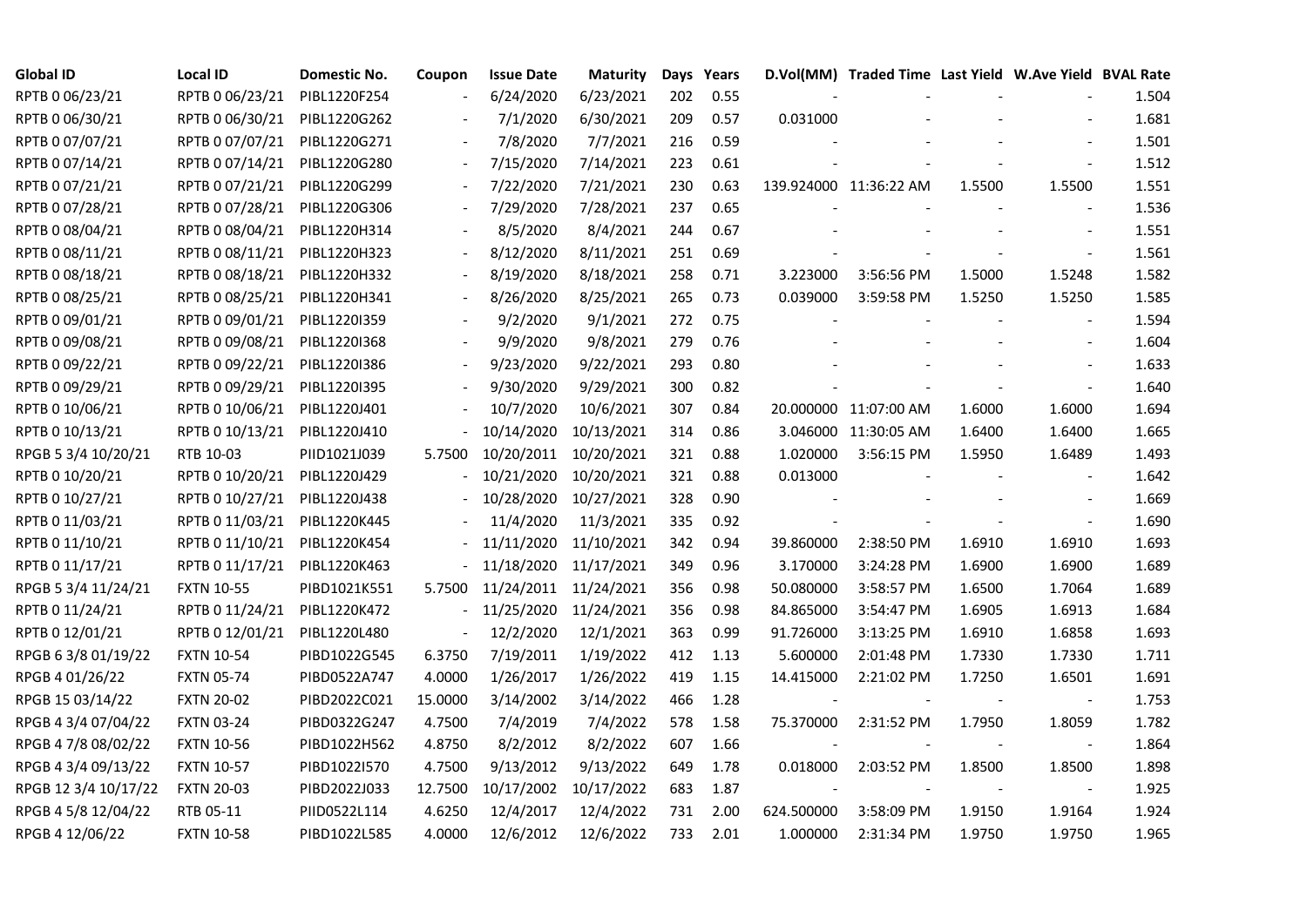| Global ID | Local ID | Domestic No. | Coupon | Issue Date | Maturity | Days | Years | D.Vol(MM) | Traded Time | Last Yield | W.Ave Yield | BVAL Rate |
|---|---|---|---|---|---|---|---|---|---|---|---|---|
| RPTB 0 06/23/21 | RPTB 0 06/23/21 | PIBL1220F254 | - | 6/24/2020 | 6/23/2021 | 202 | 0.55 | - | - | - | - | 1.504 |
| RPTB 0 06/30/21 | RPTB 0 06/30/21 | PIBL1220G262 | - | 7/1/2020 | 6/30/2021 | 209 | 0.57 | 0.031000 | - | - | - | 1.681 |
| RPTB 0 07/07/21 | RPTB 0 07/07/21 | PIBL1220G271 | - | 7/8/2020 | 7/7/2021 | 216 | 0.59 | - | - | - | - | 1.501 |
| RPTB 0 07/14/21 | RPTB 0 07/14/21 | PIBL1220G280 | - | 7/15/2020 | 7/14/2021 | 223 | 0.61 | - | - | - | - | 1.512 |
| RPTB 0 07/21/21 | RPTB 0 07/21/21 | PIBL1220G299 | - | 7/22/2020 | 7/21/2021 | 230 | 0.63 | 139.924000 | 11:36:22 AM | 1.5500 | 1.5500 | 1.551 |
| RPTB 0 07/28/21 | RPTB 0 07/28/21 | PIBL1220G306 | - | 7/29/2020 | 7/28/2021 | 237 | 0.65 | - | - | - | - | 1.536 |
| RPTB 0 08/04/21 | RPTB 0 08/04/21 | PIBL1220H314 | - | 8/5/2020 | 8/4/2021 | 244 | 0.67 | - | - | - | - | 1.551 |
| RPTB 0 08/11/21 | RPTB 0 08/11/21 | PIBL1220H323 | - | 8/12/2020 | 8/11/2021 | 251 | 0.69 | - | - | - | - | 1.561 |
| RPTB 0 08/18/21 | RPTB 0 08/18/21 | PIBL1220H332 | - | 8/19/2020 | 8/18/2021 | 258 | 0.71 | 3.223000 | 3:56:56 PM | 1.5000 | 1.5248 | 1.582 |
| RPTB 0 08/25/21 | RPTB 0 08/25/21 | PIBL1220H341 | - | 8/26/2020 | 8/25/2021 | 265 | 0.73 | 0.039000 | 3:59:58 PM | 1.5250 | 1.5250 | 1.585 |
| RPTB 0 09/01/21 | RPTB 0 09/01/21 | PIBL1220I359 | - | 9/2/2020 | 9/1/2021 | 272 | 0.75 | - | - | - | - | 1.594 |
| RPTB 0 09/08/21 | RPTB 0 09/08/21 | PIBL1220I368 | - | 9/9/2020 | 9/8/2021 | 279 | 0.76 | - | - | - | - | 1.604 |
| RPTB 0 09/22/21 | RPTB 0 09/22/21 | PIBL1220I386 | - | 9/23/2020 | 9/22/2021 | 293 | 0.80 | - | - | - | - | 1.633 |
| RPTB 0 09/29/21 | RPTB 0 09/29/21 | PIBL1220I395 | - | 9/30/2020 | 9/29/2021 | 300 | 0.82 | - | - | - | - | 1.640 |
| RPTB 0 10/06/21 | RPTB 0 10/06/21 | PIBL1220J401 | - | 10/7/2020 | 10/6/2021 | 307 | 0.84 | 20.000000 | 11:07:00 AM | 1.6000 | 1.6000 | 1.694 |
| RPTB 0 10/13/21 | RPTB 0 10/13/21 | PIBL1220J410 | - | 10/14/2020 | 10/13/2021 | 314 | 0.86 | 3.046000 | 11:30:05 AM | 1.6400 | 1.6400 | 1.665 |
| RPGB 5 3/4 10/20/21 | RTB 10-03 | PIID1021J039 | 5.7500 | 10/20/2011 | 10/20/2021 | 321 | 0.88 | 1.020000 | 3:56:15 PM | 1.5950 | 1.6489 | 1.493 |
| RPTB 0 10/20/21 | RPTB 0 10/20/21 | PIBL1220J429 | - | 10/21/2020 | 10/20/2021 | 321 | 0.88 | 0.013000 | - | - | - | 1.642 |
| RPTB 0 10/27/21 | RPTB 0 10/27/21 | PIBL1220J438 | - | 10/28/2020 | 10/27/2021 | 328 | 0.90 | - | - | - | - | 1.669 |
| RPTB 0 11/03/21 | RPTB 0 11/03/21 | PIBL1220K445 | - | 11/4/2020 | 11/3/2021 | 335 | 0.92 | - | - | - | - | 1.690 |
| RPTB 0 11/10/21 | RPTB 0 11/10/21 | PIBL1220K454 | - | 11/11/2020 | 11/10/2021 | 342 | 0.94 | 39.860000 | 2:38:50 PM | 1.6910 | 1.6910 | 1.693 |
| RPTB 0 11/17/21 | RPTB 0 11/17/21 | PIBL1220K463 | - | 11/18/2020 | 11/17/2021 | 349 | 0.96 | 3.170000 | 3:24:28 PM | 1.6900 | 1.6900 | 1.689 |
| RPGB 5 3/4 11/24/21 | FXTN 10-55 | PIBD1021K551 | 5.7500 | 11/24/2011 | 11/24/2021 | 356 | 0.98 | 50.080000 | 3:58:57 PM | 1.6500 | 1.7064 | 1.689 |
| RPTB 0 11/24/21 | RPTB 0 11/24/21 | PIBL1220K472 | - | 11/25/2020 | 11/24/2021 | 356 | 0.98 | 84.865000 | 3:54:47 PM | 1.6905 | 1.6913 | 1.684 |
| RPTB 0 12/01/21 | RPTB 0 12/01/21 | PIBL1220L480 | - | 12/2/2020 | 12/1/2021 | 363 | 0.99 | 91.726000 | 3:13:25 PM | 1.6910 | 1.6858 | 1.693 |
| RPGB 6 3/8 01/19/22 | FXTN 10-54 | PIBD1022G545 | 6.3750 | 7/19/2011 | 1/19/2022 | 412 | 1.13 | 5.600000 | 2:01:48 PM | 1.7330 | 1.7330 | 1.711 |
| RPGB 4 01/26/22 | FXTN 05-74 | PIBD0522A747 | 4.0000 | 1/26/2017 | 1/26/2022 | 419 | 1.15 | 14.415000 | 2:21:02 PM | 1.7250 | 1.6501 | 1.691 |
| RPGB 15 03/14/22 | FXTN 20-02 | PIBD2022C021 | 15.0000 | 3/14/2002 | 3/14/2022 | 466 | 1.28 | - | - | - | - | 1.753 |
| RPGB 4 3/4 07/04/22 | FXTN 03-24 | PIBD0322G247 | 4.7500 | 7/4/2019 | 7/4/2022 | 578 | 1.58 | 75.370000 | 2:31:52 PM | 1.7950 | 1.8059 | 1.782 |
| RPGB 4 7/8 08/02/22 | FXTN 10-56 | PIBD1022H562 | 4.8750 | 8/2/2012 | 8/2/2022 | 607 | 1.66 | - | - | - | - | 1.864 |
| RPGB 4 3/4 09/13/22 | FXTN 10-57 | PIBD1022I570 | 4.7500 | 9/13/2012 | 9/13/2022 | 649 | 1.78 | 0.018000 | 2:03:52 PM | 1.8500 | 1.8500 | 1.898 |
| RPGB 12 3/4 10/17/22 | FXTN 20-03 | PIBD2022J033 | 12.7500 | 10/17/2002 | 10/17/2022 | 683 | 1.87 | - | - | - | - | 1.925 |
| RPGB 4 5/8 12/04/22 | RTB 05-11 | PIID0522L114 | 4.6250 | 12/4/2017 | 12/4/2022 | 731 | 2.00 | 624.500000 | 3:58:09 PM | 1.9150 | 1.9164 | 1.924 |
| RPGB 4 12/06/22 | FXTN 10-58 | PIBD1022L585 | 4.0000 | 12/6/2012 | 12/6/2022 | 733 | 2.01 | 1.000000 | 2:31:34 PM | 1.9750 | 1.9750 | 1.965 |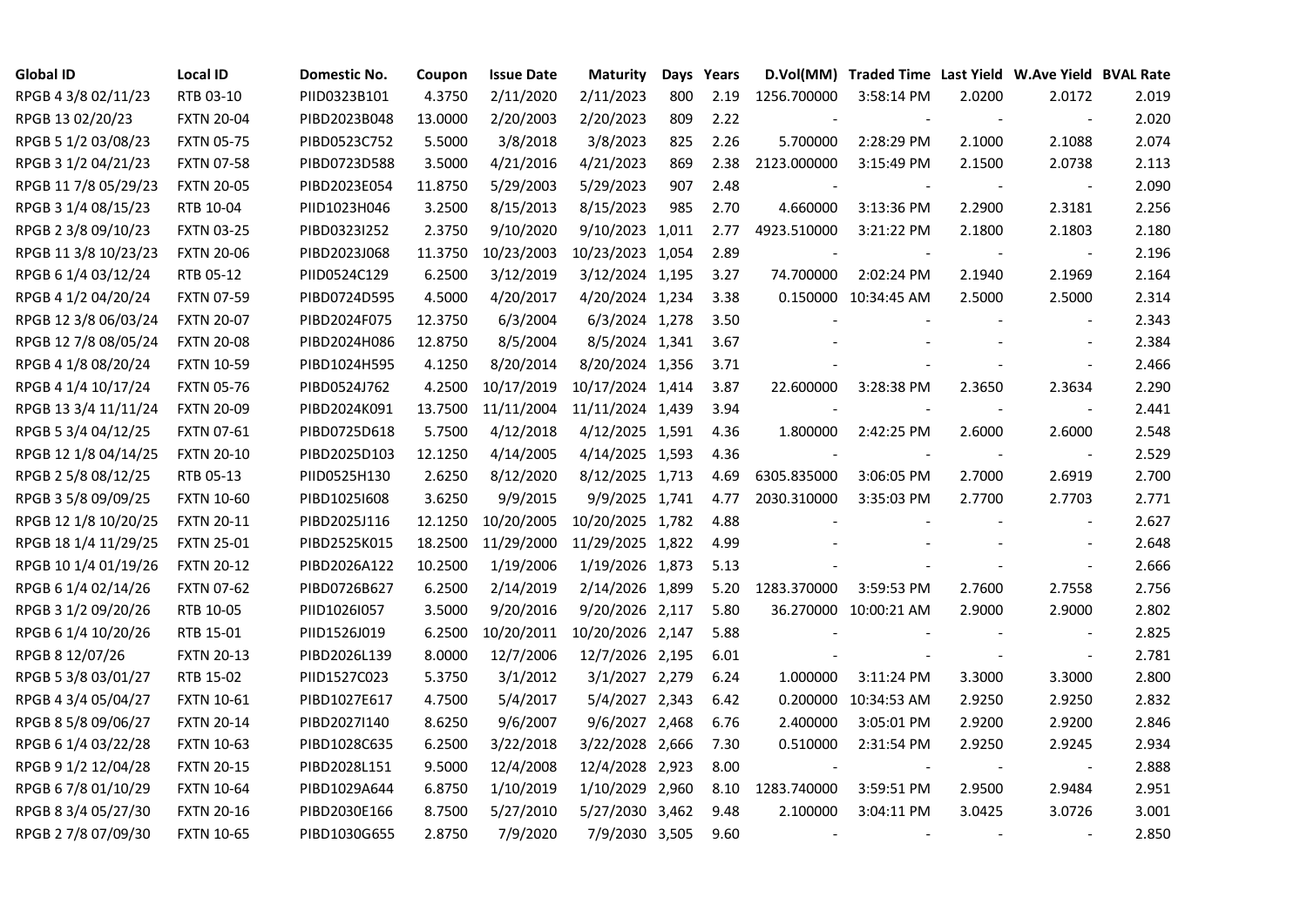| Global ID | Local ID | Domestic No. | Coupon | Issue Date | Maturity | Days | Years | D.Vol(MM) | Traded Time | Last Yield | W.Ave Yield | BVAL Rate |
|---|---|---|---|---|---|---|---|---|---|---|---|---|
| RPGB 4 3/8 02/11/23 | RTB 03-10 | PIID0323B101 | 4.3750 | 2/11/2020 | 2/11/2023 | 800 | 2.19 | 1256.700000 | 3:58:14 PM | 2.0200 | 2.0172 | 2.019 |
| RPGB 13 02/20/23 | FXTN 20-04 | PIBD2023B048 | 13.0000 | 2/20/2003 | 2/20/2023 | 809 | 2.22 | - | - | - | - | 2.020 |
| RPGB 5 1/2 03/08/23 | FXTN 05-75 | PIBD0523C752 | 5.5000 | 3/8/2018 | 3/8/2023 | 825 | 2.26 | 5.700000 | 2:28:29 PM | 2.1000 | 2.1088 | 2.074 |
| RPGB 3 1/2 04/21/23 | FXTN 07-58 | PIBD0723D588 | 3.5000 | 4/21/2016 | 4/21/2023 | 869 | 2.38 | 2123.000000 | 3:15:49 PM | 2.1500 | 2.0738 | 2.113 |
| RPGB 11 7/8 05/29/23 | FXTN 20-05 | PIBD2023E054 | 11.8750 | 5/29/2003 | 5/29/2023 | 907 | 2.48 | - | - | - | - | 2.090 |
| RPGB 3 1/4 08/15/23 | RTB 10-04 | PIID1023H046 | 3.2500 | 8/15/2013 | 8/15/2023 | 985 | 2.70 | 4.660000 | 3:13:36 PM | 2.2900 | 2.3181 | 2.256 |
| RPGB 2 3/8 09/10/23 | FXTN 03-25 | PIBD0323I252 | 2.3750 | 9/10/2020 | 9/10/2023 | 1,011 | 2.77 | 4923.510000 | 3:21:22 PM | 2.1800 | 2.1803 | 2.180 |
| RPGB 11 3/8 10/23/23 | FXTN 20-06 | PIBD2023J068 | 11.3750 | 10/23/2003 | 10/23/2023 | 1,054 | 2.89 | - | - | - | - | 2.196 |
| RPGB 6 1/4 03/12/24 | RTB 05-12 | PIID0524C129 | 6.2500 | 3/12/2019 | 3/12/2024 | 1,195 | 3.27 | 74.700000 | 2:02:24 PM | 2.1940 | 2.1969 | 2.164 |
| RPGB 4 1/2 04/20/24 | FXTN 07-59 | PIBD0724D595 | 4.5000 | 4/20/2017 | 4/20/2024 | 1,234 | 3.38 | 0.150000 | 10:34:45 AM | 2.5000 | 2.5000 | 2.314 |
| RPGB 12 3/8 06/03/24 | FXTN 20-07 | PIBD2024F075 | 12.3750 | 6/3/2004 | 6/3/2024 | 1,278 | 3.50 | - | - | - | - | 2.343 |
| RPGB 12 7/8 08/05/24 | FXTN 20-08 | PIBD2024H086 | 12.8750 | 8/5/2004 | 8/5/2024 | 1,341 | 3.67 | - | - | - | - | 2.384 |
| RPGB 4 1/8 08/20/24 | FXTN 10-59 | PIBD1024H595 | 4.1250 | 8/20/2014 | 8/20/2024 | 1,356 | 3.71 | - | - | - | - | 2.466 |
| RPGB 4 1/4 10/17/24 | FXTN 05-76 | PIBD0524J762 | 4.2500 | 10/17/2019 | 10/17/2024 | 1,414 | 3.87 | 22.600000 | 3:28:38 PM | 2.3650 | 2.3634 | 2.290 |
| RPGB 13 3/4 11/11/24 | FXTN 20-09 | PIBD2024K091 | 13.7500 | 11/11/2004 | 11/11/2024 | 1,439 | 3.94 | - | - | - | - | 2.441 |
| RPGB 5 3/4 04/12/25 | FXTN 07-61 | PIBD0725D618 | 5.7500 | 4/12/2018 | 4/12/2025 | 1,591 | 4.36 | 1.800000 | 2:42:25 PM | 2.6000 | 2.6000 | 2.548 |
| RPGB 12 1/8 04/14/25 | FXTN 20-10 | PIBD2025D103 | 12.1250 | 4/14/2005 | 4/14/2025 | 1,593 | 4.36 | - | - | - | - | 2.529 |
| RPGB 2 5/8 08/12/25 | RTB 05-13 | PIID0525H130 | 2.6250 | 8/12/2020 | 8/12/2025 | 1,713 | 4.69 | 6305.835000 | 3:06:05 PM | 2.7000 | 2.6919 | 2.700 |
| RPGB 3 5/8 09/09/25 | FXTN 10-60 | PIBD1025I608 | 3.6250 | 9/9/2015 | 9/9/2025 | 1,741 | 4.77 | 2030.310000 | 3:35:03 PM | 2.7700 | 2.7703 | 2.771 |
| RPGB 12 1/8 10/20/25 | FXTN 20-11 | PIBD2025J116 | 12.1250 | 10/20/2005 | 10/20/2025 | 1,782 | 4.88 | - | - | - | - | 2.627 |
| RPGB 18 1/4 11/29/25 | FXTN 25-01 | PIBD2525K015 | 18.2500 | 11/29/2000 | 11/29/2025 | 1,822 | 4.99 | - | - | - | - | 2.648 |
| RPGB 10 1/4 01/19/26 | FXTN 20-12 | PIBD2026A122 | 10.2500 | 1/19/2006 | 1/19/2026 | 1,873 | 5.13 | - | - | - | - | 2.666 |
| RPGB 6 1/4 02/14/26 | FXTN 07-62 | PIBD0726B627 | 6.2500 | 2/14/2019 | 2/14/2026 | 1,899 | 5.20 | 1283.370000 | 3:59:53 PM | 2.7600 | 2.7558 | 2.756 |
| RPGB 3 1/2 09/20/26 | RTB 10-05 | PIID1026I057 | 3.5000 | 9/20/2016 | 9/20/2026 | 2,117 | 5.80 | 36.270000 | 10:00:21 AM | 2.9000 | 2.9000 | 2.802 |
| RPGB 6 1/4 10/20/26 | RTB 15-01 | PIID1526J019 | 6.2500 | 10/20/2011 | 10/20/2026 | 2,147 | 5.88 | - | - | - | - | 2.825 |
| RPGB 8 12/07/26 | FXTN 20-13 | PIBD2026L139 | 8.0000 | 12/7/2006 | 12/7/2026 | 2,195 | 6.01 | - | - | - | - | 2.781 |
| RPGB 5 3/8 03/01/27 | RTB 15-02 | PIID1527C023 | 5.3750 | 3/1/2012 | 3/1/2027 | 2,279 | 6.24 | 1.000000 | 3:11:24 PM | 3.3000 | 3.3000 | 2.800 |
| RPGB 4 3/4 05/04/27 | FXTN 10-61 | PIBD1027E617 | 4.7500 | 5/4/2017 | 5/4/2027 | 2,343 | 6.42 | 0.200000 | 10:34:53 AM | 2.9250 | 2.9250 | 2.832 |
| RPGB 8 5/8 09/06/27 | FXTN 20-14 | PIBD2027I140 | 8.6250 | 9/6/2007 | 9/6/2027 | 2,468 | 6.76 | 2.400000 | 3:05:01 PM | 2.9200 | 2.9200 | 2.846 |
| RPGB 6 1/4 03/22/28 | FXTN 10-63 | PIBD1028C635 | 6.2500 | 3/22/2018 | 3/22/2028 | 2,666 | 7.30 | 0.510000 | 2:31:54 PM | 2.9250 | 2.9245 | 2.934 |
| RPGB 9 1/2 12/04/28 | FXTN 20-15 | PIBD2028L151 | 9.5000 | 12/4/2008 | 12/4/2028 | 2,923 | 8.00 | - | - | - | - | 2.888 |
| RPGB 6 7/8 01/10/29 | FXTN 10-64 | PIBD1029A644 | 6.8750 | 1/10/2019 | 1/10/2029 | 2,960 | 8.10 | 1283.740000 | 3:59:51 PM | 2.9500 | 2.9484 | 2.951 |
| RPGB 8 3/4 05/27/30 | FXTN 20-16 | PIBD2030E166 | 8.7500 | 5/27/2010 | 5/27/2030 | 3,462 | 9.48 | 2.100000 | 3:04:11 PM | 3.0425 | 3.0726 | 3.001 |
| RPGB 2 7/8 07/09/30 | FXTN 10-65 | PIBD1030G655 | 2.8750 | 7/9/2020 | 7/9/2030 | 3,505 | 9.60 | - | - | - | - | 2.850 |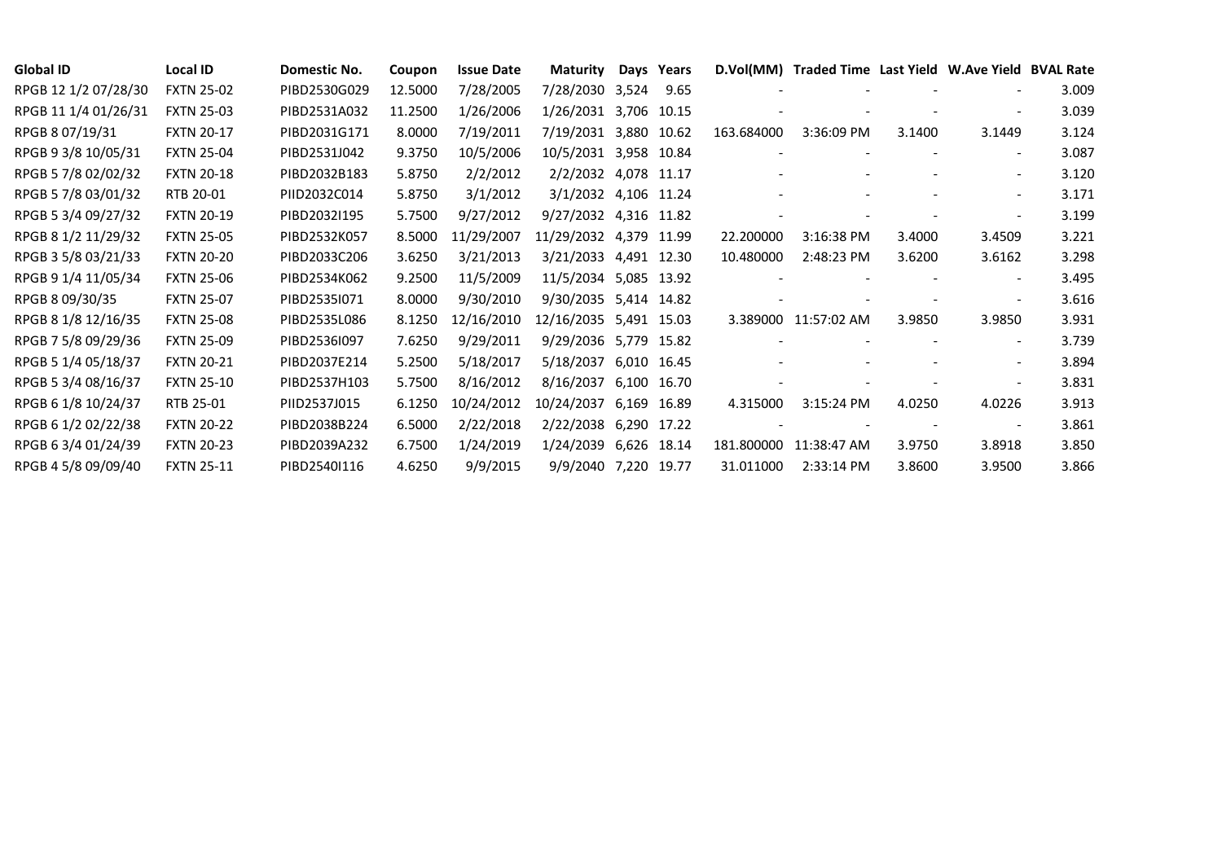| Global ID | Local ID | Domestic No. | Coupon | Issue Date | Maturity | Days | Years | D.Vol(MM) | Traded Time | Last Yield | W.Ave Yield | BVAL Rate |
|---|---|---|---|---|---|---|---|---|---|---|---|---|
| RPGB 12 1/2 07/28/30 | FXTN 25-02 | PIBD2530G029 | 12.5000 | 7/28/2005 | 7/28/2030 | 3,524 | 9.65 | - | - | - | - | 3.009 |
| RPGB 11 1/4 01/26/31 | FXTN 25-03 | PIBD2531A032 | 11.2500 | 1/26/2006 | 1/26/2031 | 3,706 | 10.15 | - | - | - | - | 3.039 |
| RPGB 8 07/19/31 | FXTN 20-17 | PIBD2031G171 | 8.0000 | 7/19/2011 | 7/19/2031 | 3,880 | 10.62 | 163.684000 | 3:36:09 PM | 3.1400 | 3.1449 | 3.124 |
| RPGB 9 3/8 10/05/31 | FXTN 25-04 | PIBD2531J042 | 9.3750 | 10/5/2006 | 10/5/2031 | 3,958 | 10.84 | - | - | - | - | 3.087 |
| RPGB 5 7/8 02/02/32 | FXTN 20-18 | PIBD2032B183 | 5.8750 | 2/2/2012 | 2/2/2032 | 4,078 | 11.17 | - | - | - | - | 3.120 |
| RPGB 5 7/8 03/01/32 | RTB 20-01 | PIID2032C014 | 5.8750 | 3/1/2012 | 3/1/2032 | 4,106 | 11.24 | - | - | - | - | 3.171 |
| RPGB 5 3/4 09/27/32 | FXTN 20-19 | PIBD2032I195 | 5.7500 | 9/27/2012 | 9/27/2032 | 4,316 | 11.82 | - | - | - | - | 3.199 |
| RPGB 8 1/2 11/29/32 | FXTN 25-05 | PIBD2532K057 | 8.5000 | 11/29/2007 | 11/29/2032 | 4,379 | 11.99 | 22.200000 | 3:16:38 PM | 3.4000 | 3.4509 | 3.221 |
| RPGB 3 5/8 03/21/33 | FXTN 20-20 | PIBD2033C206 | 3.6250 | 3/21/2013 | 3/21/2033 | 4,491 | 12.30 | 10.480000 | 2:48:23 PM | 3.6200 | 3.6162 | 3.298 |
| RPGB 9 1/4 11/05/34 | FXTN 25-06 | PIBD2534K062 | 9.2500 | 11/5/2009 | 11/5/2034 | 5,085 | 13.92 | - | - | - | - | 3.495 |
| RPGB 8 09/30/35 | FXTN 25-07 | PIBD2535I071 | 8.0000 | 9/30/2010 | 9/30/2035 | 5,414 | 14.82 | - | - | - | - | 3.616 |
| RPGB 8 1/8 12/16/35 | FXTN 25-08 | PIBD2535L086 | 8.1250 | 12/16/2010 | 12/16/2035 | 5,491 | 15.03 | 3.389000 | 11:57:02 AM | 3.9850 | 3.9850 | 3.931 |
| RPGB 7 5/8 09/29/36 | FXTN 25-09 | PIBD2536I097 | 7.6250 | 9/29/2011 | 9/29/2036 | 5,779 | 15.82 | - | - | - | - | 3.739 |
| RPGB 5 1/4 05/18/37 | FXTN 20-21 | PIBD2037E214 | 5.2500 | 5/18/2017 | 5/18/2037 | 6,010 | 16.45 | - | - | - | - | 3.894 |
| RPGB 5 3/4 08/16/37 | FXTN 25-10 | PIBD2537H103 | 5.7500 | 8/16/2012 | 8/16/2037 | 6,100 | 16.70 | - | - | - | - | 3.831 |
| RPGB 6 1/8 10/24/37 | RTB 25-01 | PIID2537J015 | 6.1250 | 10/24/2012 | 10/24/2037 | 6,169 | 16.89 | 4.315000 | 3:15:24 PM | 4.0250 | 4.0226 | 3.913 |
| RPGB 6 1/2 02/22/38 | FXTN 20-22 | PIBD2038B224 | 6.5000 | 2/22/2018 | 2/22/2038 | 6,290 | 17.22 | - | - | - | - | 3.861 |
| RPGB 6 3/4 01/24/39 | FXTN 20-23 | PIBD2039A232 | 6.7500 | 1/24/2019 | 1/24/2039 | 6,626 | 18.14 | 181.800000 | 11:38:47 AM | 3.9750 | 3.8918 | 3.850 |
| RPGB 4 5/8 09/09/40 | FXTN 25-11 | PIBD2540I116 | 4.6250 | 9/9/2015 | 9/9/2040 | 7,220 | 19.77 | 31.011000 | 2:33:14 PM | 3.8600 | 3.9500 | 3.866 |